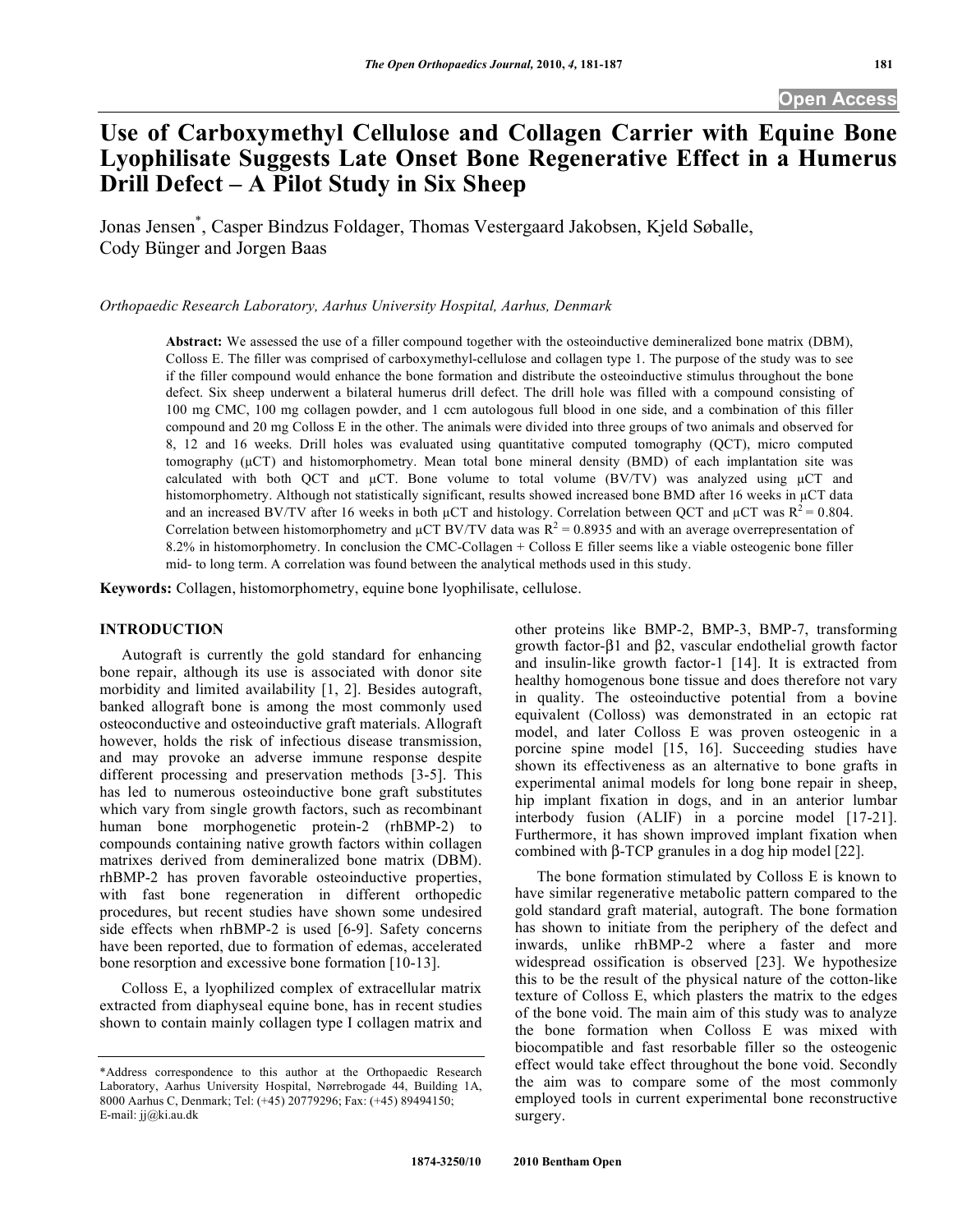# Use of Carboxymethyl Cellulose and Collagen Carrier with Equine Bone Lyophilisate Suggests Late Onset Bone Regenerative Effect in a Humerus Drill Defect – A Pilot Study in Six Sheep

Jonas Jensen*, Casper Bindzus Foldager, Thomas Vestergaard Jakobsen, Kjeld Søballe, Cody Bünger and Jorgen Baas

*Orthopaedic Research Laboratory, Aarhus University Hospital, Aarhus, Denmark*

**Abstract:** We assessed the use of a filler compound together with the osteoinductive demineralized bone matrix (DBM), Colloss E. The filler was comprised of carboxymethyl-cellulose and collagen type 1. The purpose of the study was to see if the filler compound would enhance the bone formation and distribute the osteoinductive stimulus throughout the bone defect. Six sheep underwent a bilateral humerus drill defect. The drill hole was filled with a compound consisting of 100 mg CMC, 100 mg collagen powder, and 1 ccm autologous full blood in one side, and a combination of this filler compound and 20 mg Colloss E in the other. The animals were divided into three groups of two animals and observed for 8, 12 and 16 weeks. Drill holes was evaluated using quantitative computed tomography (QCT), micro computed tomography (μCT) and histomorphometry. Mean total bone mineral density (BMD) of each implantation site was calculated with both QCT and μCT. Bone volume to total volume (BV/TV) was analyzed using μCT and histomorphometry. Although not statistically significant, results showed increased bone BMD after 16 weeks in μCT data and an increased BV/TV after 16 weeks in both μCT and histology. Correlation between QCT and μCT was $R^2 = 0.804$. Correlation between histomorphometry and μCT BV/TV data was $R^2 = 0.8935$ and with an average overrepresentation of 8.2% in histomorphometry. In conclusion the CMC-Collagen + Colloss E filler seems like a viable osteogenic bone filler mid- to long term. A correlation was found between the analytical methods used in this study.

**Keywords:** Collagen, histomorphometry, equine bone lyophilisate, cellulose.

## INTRODUCTION

Autograft is currently the gold standard for enhancing bone repair, although its use is associated with donor site morbidity and limited availability [1, 2]. Besides autograft, banked allograft bone is among the most commonly used osteoconductive and osteoinductive graft materials. Allograft however, holds the risk of infectious disease transmission, and may provoke an adverse immune response despite different processing and preservation methods [3-5]. This has led to numerous osteoinductive bone graft substitutes which vary from single growth factors, such as recombinant human bone morphogenetic protein-2 (rhBMP-2) to compounds containing native growth factors within collagen matrixes derived from demineralized bone matrix (DBM). rhBMP-2 has proven favorable osteoinductive properties, with fast bone regeneration in different orthopedic procedures, but recent studies have shown some undesired side effects when rhBMP-2 is used [6-9]. Safety concerns have been reported, due to formation of edemas, accelerated bone resorption and excessive bone formation [10-13].

Colloss E, a lyophilized complex of extracellular matrix extracted from diaphyseal equine bone, has in recent studies shown to contain mainly collagen type I collagen matrix and other proteins like BMP-2, BMP-3, BMP-7, transforming growth factor-β1 and β2, vascular endothelial growth factor and insulin-like growth factor-1 [14]. It is extracted from healthy homogenous bone tissue and does therefore not vary in quality. The osteoinductive potential from a bovine equivalent (Colloss) was demonstrated in an ectopic rat model, and later Colloss E was proven osteogenic in a porcine spine model [15, 16]. Succeeding studies have shown its effectiveness as an alternative to bone grafts in experimental animal models for long bone repair in sheep, hip implant fixation in dogs, and in an anterior lumbar interbody fusion (ALIF) in a porcine model [17-21]. Furthermore, it has shown improved implant fixation when combined with β-TCP granules in a dog hip model [22].

The bone formation stimulated by Colloss E is known to have similar regenerative metabolic pattern compared to the gold standard graft material, autograft. The bone formation has shown to initiate from the periphery of the defect and inwards, unlike rhBMP-2 where a faster and more widespread ossification is observed [23]. We hypothesize this to be the result of the physical nature of the cotton-like texture of Colloss E, which plasters the matrix to the edges of the bone void. The main aim of this study was to analyze the bone formation when Colloss E was mixed with biocompatible and fast resorbable filler so the osteogenic effect would take effect throughout the bone void. Secondly the aim was to compare some of the most commonly employed tools in current experimental bone reconstructive surgery.

*Address correspondence to this author at the Orthopaedic Research Laboratory, Aarhus University Hospital, Nørrebrogade 44, Building 1A, 8000 Aarhus C, Denmark; Tel: (+45) 20779296; Fax: (+45) 89494150; E-mail: jj@ki.au.dk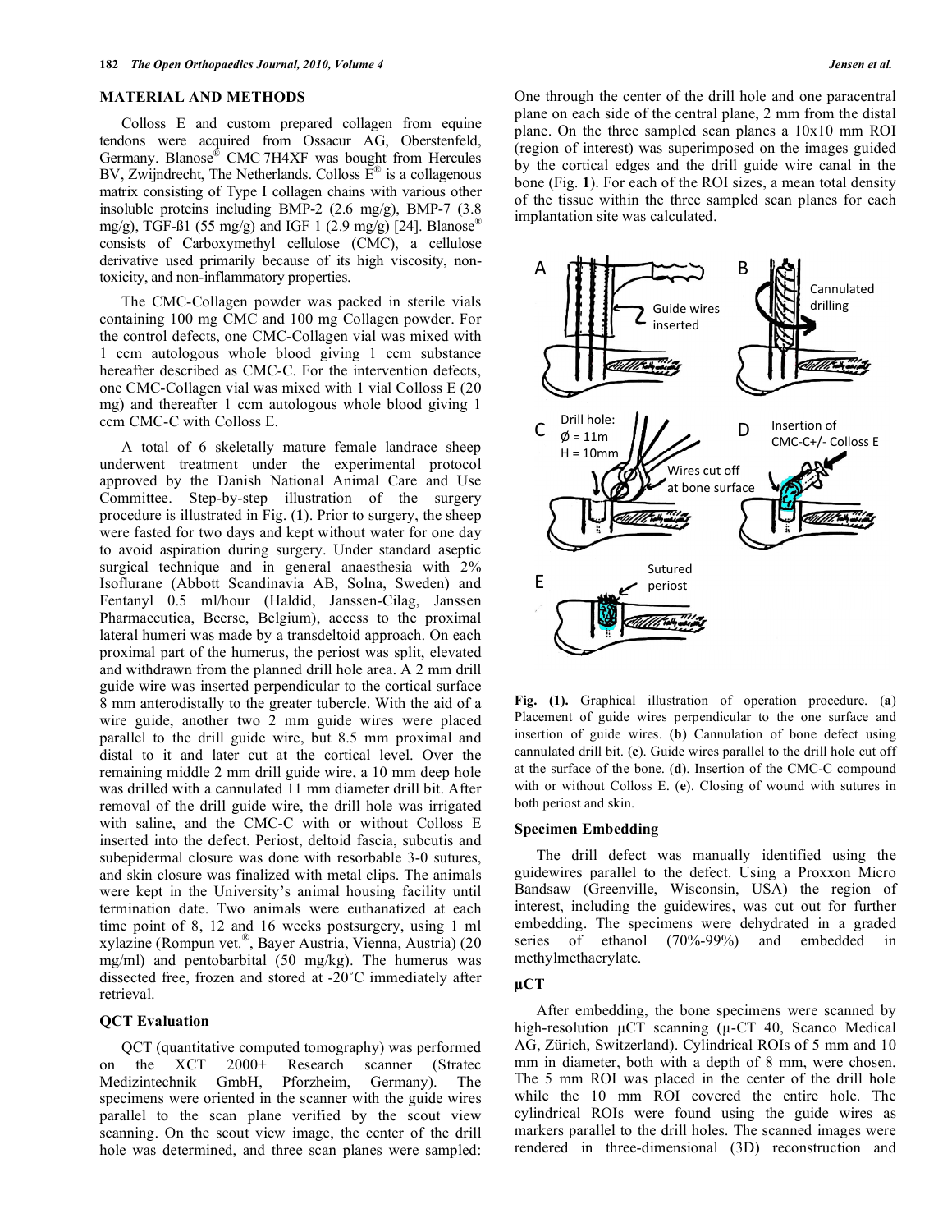## MATERIAL AND METHODS

Colloss E and custom prepared collagen from equine tendons were acquired from Ossacur AG, Oberstenfeld, Germany. Blanose® CMC 7H4XF was bought from Hercules BV, Zwijndrecht, The Netherlands. Colloss E® is a collagenous matrix consisting of Type I collagen chains with various other insoluble proteins including BMP-2 (2.6 mg/g), BMP-7 (3.8 mg/g), TGF-ß1 (55 mg/g) and IGF 1 (2.9 mg/g) [24]. Blanose® consists of Carboxymethyl cellulose (CMC), a cellulose derivative used primarily because of its high viscosity, non-toxicity, and non-inflammatory properties.

The CMC-Collagen powder was packed in sterile vials containing 100 mg CMC and 100 mg Collagen powder. For the control defects, one CMC-Collagen vial was mixed with 1 ccm autologous whole blood giving 1 ccm substance hereafter described as CMC-C. For the intervention defects, one CMC-Collagen vial was mixed with 1 vial Colloss E (20 mg) and thereafter 1 ccm autologous whole blood giving 1 ccm CMC-C with Colloss E.

A total of 6 skeletally mature female landrace sheep underwent treatment under the experimental protocol approved by the Danish National Animal Care and Use Committee. Step-by-step illustration of the surgery procedure is illustrated in Fig. (**1**). Prior to surgery, the sheep were fasted for two days and kept without water for one day to avoid aspiration during surgery. Under standard aseptic surgical technique and in general anaesthesia with 2% Isoflurane (Abbott Scandinavia AB, Solna, Sweden) and Fentanyl 0.5 ml/hour (Haldid, Janssen-Cilag, Janssen Pharmaceutica, Beerse, Belgium), access to the proximal lateral humeri was made by a transdeltoid approach. On each proximal part of the humerus, the periost was split, elevated and withdrawn from the planned drill hole area. A 2 mm drill guide wire was inserted perpendicular to the cortical surface 8 mm anterodistally to the greater tubercle. With the aid of a wire guide, another two 2 mm guide wires were placed parallel to the drill guide wire, but 8.5 mm proximal and distal to it and later cut at the cortical level. Over the remaining middle 2 mm drill guide wire, a 10 mm deep hole was drilled with a cannulated 11 mm diameter drill bit. After removal of the drill guide wire, the drill hole was irrigated with saline, and the CMC-C with or without Colloss E inserted into the defect. Periost, deltoid fascia, subcutis and subepidermal closure was done with resorbable 3-0 sutures, and skin closure was finalized with metal clips. The animals were kept in the University's animal housing facility until termination date. Two animals were euthanatized at each time point of 8, 12 and 16 weeks postsurgery, using 1 ml xylazine (Rompun vet.®, Bayer Austria, Vienna, Austria) (20 mg/ml) and pentobarbital (50 mg/kg). The humerus was dissected free, frozen and stored at -20˚C immediately after retrieval.

### QCT Evaluation

QCT (quantitative computed tomography) was performed on the XCT 2000+ Research scanner (Stratec Medizintechnik GmbH, Pforzheim, Germany). The specimens were oriented in the scanner with the guide wires parallel to the scan plane verified by the scout view scanning. On the scout view image, the center of the drill hole was determined, and three scan planes were sampled: One through the center of the drill hole and one paracentral plane on each side of the central plane, 2 mm from the distal plane. On the three sampled scan planes a 10x10 mm ROI (region of interest) was superimposed on the images guided by the cortical edges and the drill guide wire canal in the bone (Fig. **1**). For each of the ROI sizes, a mean total density of the tissue within the three sampled scan planes for each implantation site was calculated.

**Fig. (1).** Graphical illustration of operation procedure. (**a**) Placement of guide wires perpendicular to the one surface and insertion of guide wires. (**b**) Cannulation of bone defect using cannulated drill bit. (**c**). Guide wires parallel to the drill hole cut off at the surface of the bone. (**d**). Insertion of the CMC-C compound with or without Colloss E. (**e**). Closing of wound with sutures in both periost and skin.

### Specimen Embedding

The drill defect was manually identified using the guidewires parallel to the defect. Using a Proxxon Micro Bandsaw (Greenville, Wisconsin, USA) the region of interest, including the guidewires, was cut out for further embedding. The specimens were dehydrated in a graded series of ethanol (70%-99%) and embedded in methylmethacrylate.

### µCT

After embedding, the bone specimens were scanned by high-resolution µCT scanning (µ-CT 40, Scanco Medical AG, Zürich, Switzerland). Cylindrical ROIs of 5 mm and 10 mm in diameter, both with a depth of 8 mm, were chosen. The 5 mm ROI was placed in the center of the drill hole while the 10 mm ROI covered the entire hole. The cylindrical ROIs were found using the guide wires as markers parallel to the drill holes. The scanned images were rendered in three-dimensional (3D) reconstruction and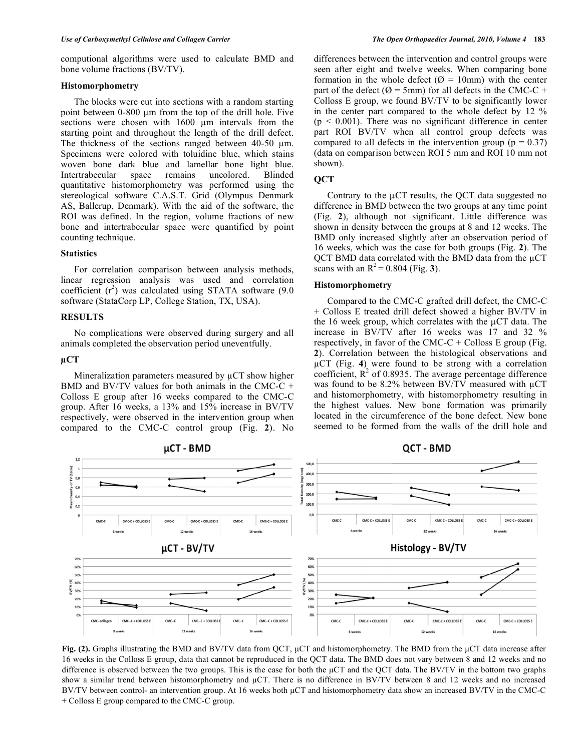computional algorithms were used to calculate BMD and bone volume fractions (BV/TV).

### Histomorphometry

The blocks were cut into sections with a random starting point between 0-800 µm from the top of the drill hole. Five sections were chosen with 1600 µm intervals from the starting point and throughout the length of the drill defect. The thickness of the sections ranged between 40-50 µm. Specimens were colored with toluidine blue, which stains woven bone dark blue and lamellar bone light blue. Intertrabecular space remains uncolored. Blinded quantitative histomorphometry was performed using the stereological software C.A.S.T. Grid (Olympus Denmark AS, Ballerup, Denmark). With the aid of the software, the ROI was defined. In the region, volume fractions of new bone and intertrabecular space were quantified by point counting technique.

### Statistics

For correlation comparison between analysis methods, linear regression analysis was used and correlation coefficient ($r^2$) was calculated using STATA software (9.0 software (StataCorp LP, College Station, TX, USA).

## RESULTS

No complications were observed during surgery and all animals completed the observation period uneventfully.

### µCT

Mineralization parameters measured by µCT show higher BMD and BV/TV values for both animals in the CMC-C + Colloss E group after 16 weeks compared to the CMC-C group. After 16 weeks, a 13% and 15% increase in BV/TV respectively, were observed in the intervention group when compared to the CMC-C control group (Fig. **2**). No differences between the intervention and control groups were seen after eight and twelve weeks. When comparing bone formation in the whole defect (Ø = 10mm) with the center part of the defect (Ø = 5mm) for all defects in the CMC-C + Colloss E group, we found BV/TV to be significantly lower in the center part compared to the whole defect by 12 % ($p < 0.001$). There was no significant difference in center part ROI BV/TV when all control group defects was compared to all defects in the intervention group ($p = 0.37$) (data on comparison between ROI 5 mm and ROI 10 mm not shown).

### QCT

Contrary to the µCT results, the QCT data suggested no difference in BMD between the two groups at any time point (Fig. **2**), although not significant. Little difference was shown in density between the groups at 8 and 12 weeks. The BMD only increased slightly after an observation period of 16 weeks, which was the case for both groups (Fig. **2**). The QCT BMD data correlated with the BMD data from the µCT scans with an $R^2 = 0.804$ (Fig. **3**).

### Histomorphometry

Compared to the CMC-C grafted drill defect, the CMC-C + Colloss E treated drill defect showed a higher BV/TV in the 16 week group, which correlates with the µCT data. The increase in BV/TV after 16 weeks was 17 and 32 % respectively, in favor of the CMC-C + Colloss E group (Fig. **2**). Correlation between the histological observations and µCT (Fig. **4**) were found to be strong with a correlation coefficient, $R^2$ of 0.8935. The average percentage difference was found to be 8.2% between BV/TV measured with µCT and histomorphometry, with histomorphometry resulting in the highest values. New bone formation was primarily located in the circumference of the bone defect. New bone seemed to be formed from the walls of the drill hole and

**Fig. (2).** Graphs illustrating the BMD and BV/TV data from QCT, µCT and histomorphometry. The BMD from the µCT data increase after 16 weeks in the Colloss E group, data that cannot be reproduced in the QCT data. The BMD does not vary between 8 and 12 weeks and no difference is observed between the two groups. This is the case for both the µCT and the QCT data. The BV/TV in the bottom two graphs show a similar trend between histomorphometry and µCT. There is no difference in BV/TV between 8 and 12 weeks and no increased BV/TV between control- an intervention group. At 16 weeks both µCT and histomorphometry data show an increased BV/TV in the CMC-C + Colloss E group compared to the CMC-C group.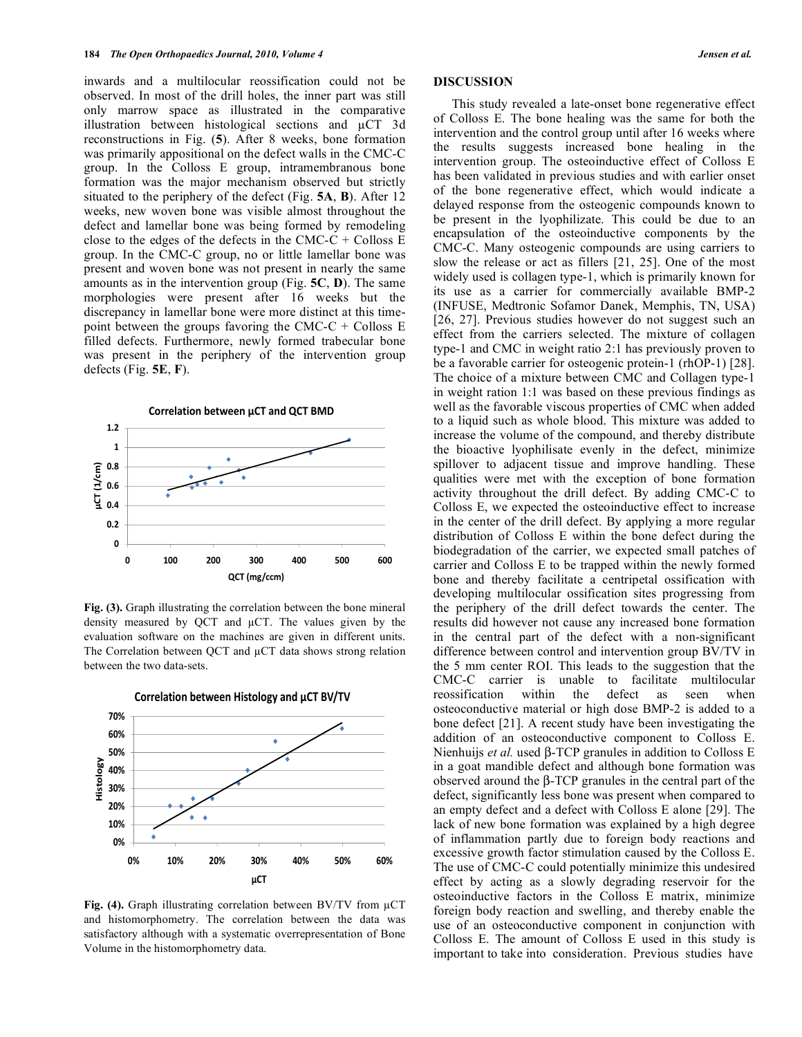inwards and a multilocular reossification could not be observed. In most of the drill holes, the inner part was still only marrow space as illustrated in the comparative illustration between histological sections and μCT 3d reconstructions in Fig. (**5**). After 8 weeks, bone formation was primarily appositional on the defect walls in the CMC-C group. In the Colloss E group, intramembranous bone formation was the major mechanism observed but strictly situated to the periphery of the defect (Fig. **5A**, **B**). After 12 weeks, new woven bone was visible almost throughout the defect and lamellar bone was being formed by remodeling close to the edges of the defects in the CMC-C + Colloss E group. In the CMC-C group, no or little lamellar bone was present and woven bone was not present in nearly the same amounts as in the intervention group (Fig. **5C**, **D**). The same morphologies were present after 16 weeks but the discrepancy in lamellar bone were more distinct at this time-point between the groups favoring the CMC-C + Colloss E filled defects. Furthermore, newly formed trabecular bone was present in the periphery of the intervention group defects (Fig. **5E**, **F**).

**Fig. (3).** Graph illustrating the correlation between the bone mineral density measured by QCT and μCT. The values given by the evaluation software on the machines are given in different units. The Correlation between QCT and μCT data shows strong relation between the two data-sets.

**Fig. (4).** Graph illustrating correlation between BV/TV from μCT and histomorphometry. The correlation between the data was satisfactory although with a systematic overrepresentation of Bone Volume in the histomorphometry data.

## DISCUSSION

This study revealed a late-onset bone regenerative effect of Colloss E. The bone healing was the same for both the intervention and the control group until after 16 weeks where the results suggests increased bone healing in the intervention group. The osteoinductive effect of Colloss E has been validated in previous studies and with earlier onset of the bone regenerative effect, which would indicate a delayed response from the osteogenic compounds known to be present in the lyophilizate. This could be due to an encapsulation of the osteoinductive components by the CMC-C. Many osteogenic compounds are using carriers to slow the release or act as fillers [21, 25]. One of the most widely used is collagen type-1, which is primarily known for its use as a carrier for commercially available BMP-2 (INFUSE, Medtronic Sofamor Danek, Memphis, TN, USA) [26, 27]. Previous studies however do not suggest such an effect from the carriers selected. The mixture of collagen type-1 and CMC in weight ratio 2:1 has previously proven to be a favorable carrier for osteogenic protein-1 (rhOP-1) [28]. The choice of a mixture between CMC and Collagen type-1 in weight ration 1:1 was based on these previous findings as well as the favorable viscous properties of CMC when added to a liquid such as whole blood. This mixture was added to increase the volume of the compound, and thereby distribute the bioactive lyophilisate evenly in the defect, minimize spillover to adjacent tissue and improve handling. These qualities were met with the exception of bone formation activity throughout the drill defect. By adding CMC-C to Colloss E, we expected the osteoinductive effect to increase in the center of the drill defect. By applying a more regular distribution of Colloss E within the bone defect during the biodegradation of the carrier, we expected small patches of carrier and Colloss E to be trapped within the newly formed bone and thereby facilitate a centripetal ossification with developing multilocular ossification sites progressing from the periphery of the drill defect towards the center. The results did however not cause any increased bone formation in the central part of the defect with a non-significant difference between control and intervention group BV/TV in the 5 mm center ROI. This leads to the suggestion that the CMC-C carrier is unable to facilitate multilocular reossification within the defect as seen when osteoconductive material or high dose BMP-2 is added to a bone defect [21]. A recent study have been investigating the addition of an osteoconductive component to Colloss E. Nienhuijs *et al.* used β-TCP granules in addition to Colloss E in a goat mandible defect and although bone formation was observed around the β-TCP granules in the central part of the defect, significantly less bone was present when compared to an empty defect and a defect with Colloss E alone [29]. The lack of new bone formation was explained by a high degree of inflammation partly due to foreign body reactions and excessive growth factor stimulation caused by the Colloss E. The use of CMC-C could potentially minimize this undesired effect by acting as a slowly degrading reservoir for the osteoinductive factors in the Colloss E matrix, minimize foreign body reaction and swelling, and thereby enable the use of an osteoconductive component in conjunction with Colloss E. The amount of Colloss E used in this study is important to take into consideration. Previous studies have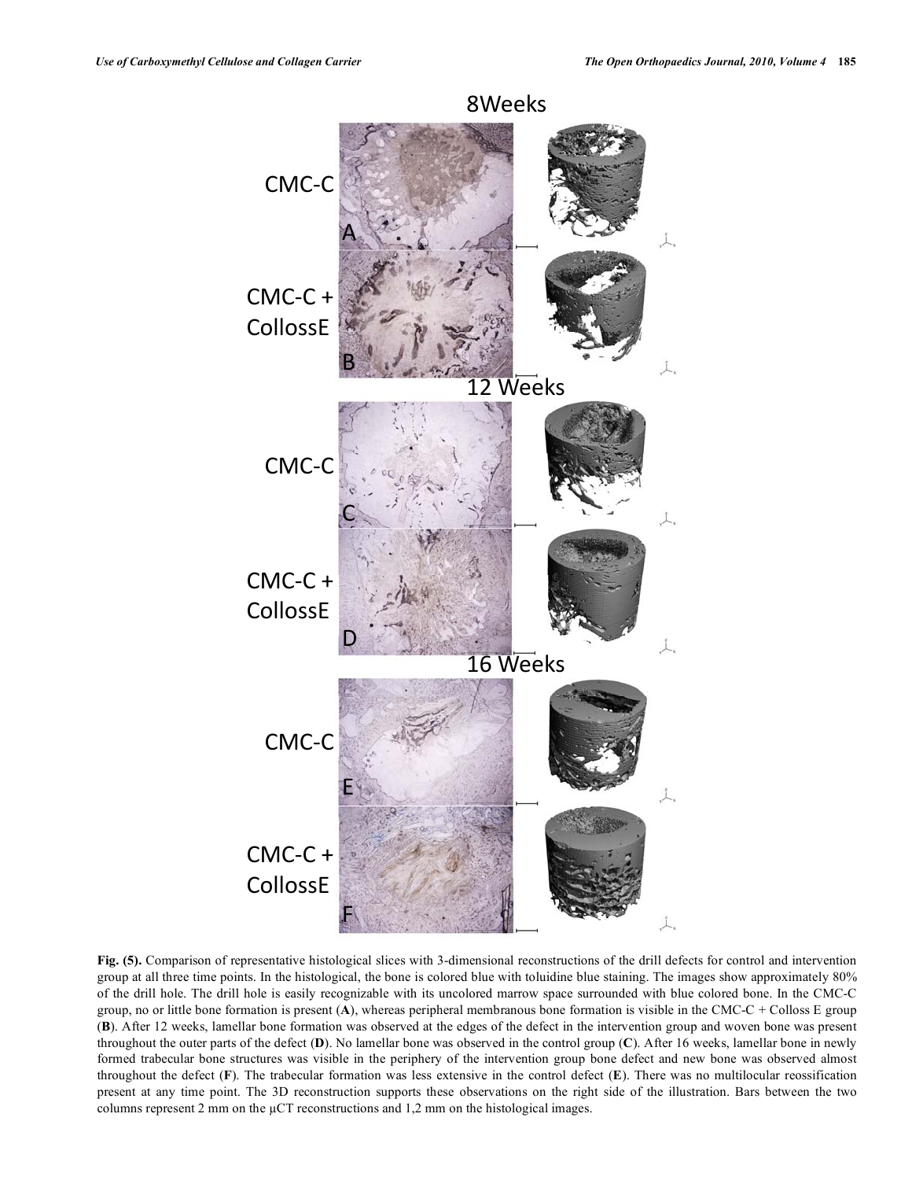**Fig. (5).** Comparison of representative histological slices with 3-dimensional reconstructions of the drill defects for control and intervention group at all three time points. In the histological, the bone is colored blue with toluidine blue staining. The images show approximately 80% of the drill hole. The drill hole is easily recognizable with its uncolored marrow space surrounded with blue colored bone. In the CMC-C group, no or little bone formation is present (**A**), whereas peripheral membranous bone formation is visible in the CMC-C + Colloss E group (**B**). After 12 weeks, lamellar bone formation was observed at the edges of the defect in the intervention group and woven bone was present throughout the outer parts of the defect (**D**). No lamellar bone was observed in the control group (**C**). After 16 weeks, lamellar bone in newly formed trabecular bone structures was visible in the periphery of the intervention group bone defect and new bone was observed almost throughout the defect (**F**). The trabecular formation was less extensive in the control defect (**E**). There was no multilocular reossification present at any time point. The 3D reconstruction supports these observations on the right side of the illustration. Bars between the two columns represent 2 mm on the µCT reconstructions and 1,2 mm on the histological images.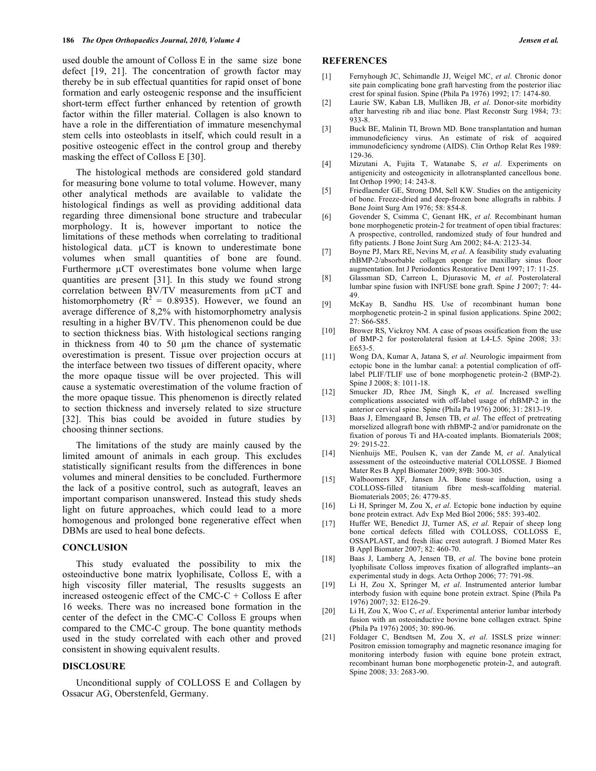used double the amount of Colloss E in the same size bone defect [19, 21]. The concentration of growth factor may thereby be in sub effectual quantities for rapid onset of bone formation and early osteogenic response and the insufficient short-term effect further enhanced by retention of growth factor within the filler material. Collagen is also known to have a role in the differentiation of immature mesenchymal stem cells into osteoblasts in itself, which could result in a positive osteogenic effect in the control group and thereby masking the effect of Colloss E [30].

The histological methods are considered gold standard for measuring bone volume to total volume. However, many other analytical methods are available to validate the histological findings as well as providing additional data regarding three dimensional bone structure and trabecular morphology. It is, however important to notice the limitations of these methods when correlating to traditional histological data. µCT is known to underestimate bone volumes when small quantities of bone are found. Furthermore µCT overestimates bone volume when large quantities are present [31]. In this study we found strong correlation between BV/TV measurements from µCT and histomorphometry ($R^2$ = 0.8935). However, we found an average difference of 8,2% with histomorphometry analysis resulting in a higher BV/TV. This phenomenon could be due to section thickness bias. With histological sections ranging in thickness from 40 to 50 µm the chance of systematic overestimation is present. Tissue over projection occurs at the interface between two tissues of different opacity, where the more opaque tissue will be over projected. This will cause a systematic overestimation of the volume fraction of the more opaque tissue. This phenomenon is directly related to section thickness and inversely related to size structure [32]. This bias could be avoided in future studies by choosing thinner sections.

The limitations of the study are mainly caused by the limited amount of animals in each group. This excludes statistically significant results from the differences in bone volumes and mineral densities to be concluded. Furthermore the lack of a positive control, such as autograft, leaves an important comparison unanswered. Instead this study sheds light on future approaches, which could lead to a more homogenous and prolonged bone regenerative effect when DBMs are used to heal bone defects.

## CONCLUSION

This study evaluated the possibility to mix the osteoinductive bone matrix lyophilisate, Colloss E, with a high viscosity filler material, The resuslts suggests an increased osteogenic effect of the CMC-C + Colloss E after 16 weeks. There was no increased bone formation in the center of the defect in the CMC-C Colloss E groups when compared to the CMC-C group. The bone quantity methods used in the study correlated with each other and proved consistent in showing equivalent results.

## DISCLOSURE

Unconditional supply of COLLOSS E and Collagen by Ossacur AG, Oberstenfeld, Germany.

## REFERENCES

[1] Fernyhough JC, Schimandle JJ, Weigel MC, *et al*. Chronic donor site pain complicating bone graft harvesting from the posterior iliac crest for spinal fusion. Spine (Phila Pa 1976) 1992; 17: 1474-80.

[2] Laurie SW, Kaban LB, Mulliken JB, *et al*. Donor-site morbidity after harvesting rib and iliac bone. Plast Reconstr Surg 1984; 73: 933-8.

[3] Buck BE, Malinin TI, Brown MD. Bone transplantation and human immunodeficiency virus. An estimate of risk of acquired immunodeficiency syndrome (AIDS). Clin Orthop Relat Res 1989: 129-36.

[4] Mizutani A, Fujita T, Watanabe S, *et al*. Experiments on antigenicity and osteogenicity in allotransplanted cancellous bone. Int Orthop 1990; 14: 243-8.

[5] Friedlaender GE, Strong DM, Sell KW. Studies on the antigenicity of bone. Freeze-dried and deep-frozen bone allografts in rabbits. J Bone Joint Surg Am 1976; 58: 854-8.

[6] Govender S, Csimma C, Genant HK, *et al*. Recombinant human bone morphogenetic protein-2 for treatment of open tibial fractures: A prospective, controlled, randomized study of four hundred and fifty patients. J Bone Joint Surg Am 2002; 84-A: 2123-34.

[7] Boyne PJ, Marx RE, Nevins M, *et al*. A feasibility study evaluating rhBMP-2/absorbable collagen sponge for maxillary sinus floor augmentation. Int J Periodontics Restorative Dent 1997; 17: 11-25.

[8] Glassman SD, Carreon L, Djurasovic M, *et al*. Posterolateral lumbar spine fusion with INFUSE bone graft. Spine J 2007; 7: 44-49.

[9] McKay B, Sandhu HS. Use of recombinant human bone morphogenetic protein-2 in spinal fusion applications. Spine 2002; 27: S66-S85.

[10] Brower RS, Vickroy NM. A case of psoas ossification from the use of BMP-2 for posterolateral fusion at L4-L5. Spine 2008; 33: E653-5.

[11] Wong DA, Kumar A, Jatana S, *et al*. Neurologic impairment from ectopic bone in the lumbar canal: a potential complication of off-label PLIF/TLIF use of bone morphogenetic protein-2 (BMP-2). Spine J 2008; 8: 1011-18.

[12] Smucker JD, Rhee JM, Singh K, *et al*. Increased swelling complications associated with off-label usage of rhBMP-2 in the anterior cervical spine. Spine (Phila Pa 1976) 2006; 31: 2813-19.

[13] Baas J, Elmengaard B, Jensen TB, *et al*. The effect of pretreating morselized allograft bone with rhBMP-2 and/or pamidronate on the fixation of porous Ti and HA-coated implants. Biomaterials 2008; 29: 2915-22.

[14] Nienhuijs ME, Poulsen K, van der Zande M, *et al*. Analytical assessment of the osteoinductive material COLLOSSE. J Biomed Mater Res B Appl Biomater 2009; 89B: 300-305.

[15] Walboomers XF, Jansen JA. Bone tissue induction, using a COLLOSS-filled titanium fibre mesh-scaffolding material. Biomaterials 2005; 26: 4779-85.

[16] Li H, Springer M, Zou X, *et al*. Ectopic bone induction by equine bone protein extract. Adv Exp Med Biol 2006; 585: 393-402.

[17] Huffer WE, Benedict JJ, Turner AS, *et al*. Repair of sheep long bone cortical defects filled with COLLOSS, COLLOSS E, OSSAPLAST, and fresh iliac crest autograft. J Biomed Mater Res B Appl Biomater 2007; 82: 460-70.

[18] Baas J, Lamberg A, Jensen TB, *et al*. The bovine bone protein lyophilisate Colloss improves fixation of allografted implants--an experimental study in dogs. Acta Orthop 2006; 77: 791-98.

[19] Li H, Zou X, Springer M, *et al*. Instrumented anterior lumbar interbody fusion with equine bone protein extract. Spine (Phila Pa 1976) 2007; 32: E126-29.

[20] Li H, Zou X, Woo C, *et al*. Experimental anterior lumbar interbody fusion with an osteoinductive bovine bone collagen extract. Spine (Phila Pa 1976) 2005; 30: 890-96.

[21] Foldager C, Bendtsen M, Zou X, *et al*. ISSLS prize winner: Positron emission tomography and magnetic resonance imaging for monitoring interbody fusion with equine bone protein extract, recombinant human bone morphogenetic protein-2, and autograft. Spine 2008; 33: 2683-90.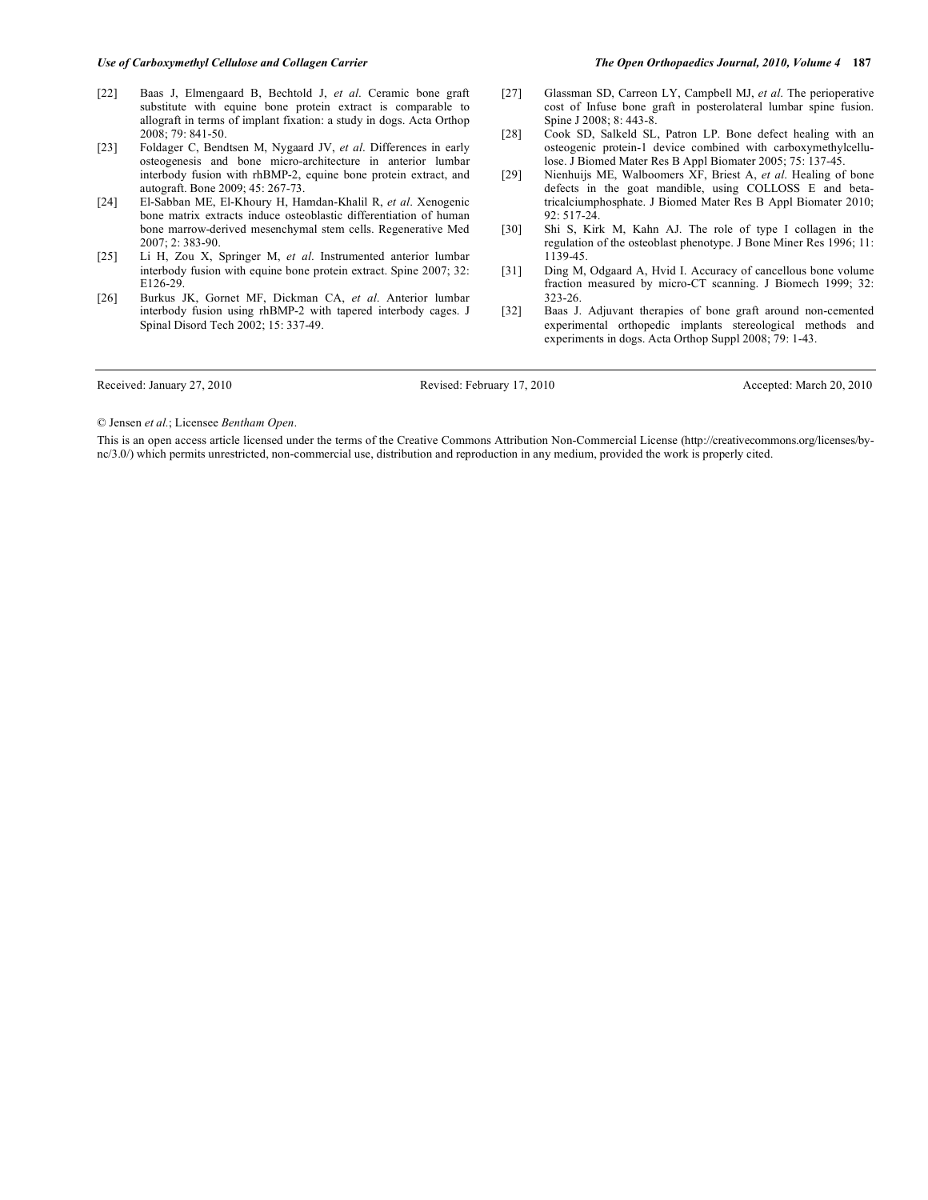[22] Baas J, Elmengaard B, Bechtold J, *et al*. Ceramic bone graft substitute with equine bone protein extract is comparable to allograft in terms of implant fixation: a study in dogs. Acta Orthop 2008; 79: 841-50.

[23] Foldager C, Bendtsen M, Nygaard JV, *et al*. Differences in early osteogenesis and bone micro-architecture in anterior lumbar interbody fusion with rhBMP-2, equine bone protein extract, and autograft. Bone 2009; 45: 267-73.

[24] El-Sabban ME, El-Khoury H, Hamdan-Khalil R, *et al*. Xenogenic bone matrix extracts induce osteoblastic differentiation of human bone marrow-derived mesenchymal stem cells. Regenerative Med 2007; 2: 383-90.

[25] Li H, Zou X, Springer M, *et al*. Instrumented anterior lumbar interbody fusion with equine bone protein extract. Spine 2007; 32: E126-29.

[26] Burkus JK, Gornet MF, Dickman CA, *et al*. Anterior lumbar interbody fusion using rhBMP-2 with tapered interbody cages. J Spinal Disord Tech 2002; 15: 337-49.

[27] Glassman SD, Carreon LY, Campbell MJ, *et al*. The perioperative cost of Infuse bone graft in posterolateral lumbar spine fusion. Spine J 2008; 8: 443-8.

[28] Cook SD, Salkeld SL, Patron LP. Bone defect healing with an osteogenic protein-1 device combined with carboxymethylcellulose. J Biomed Mater Res B Appl Biomater 2005; 75: 137-45.

[29] Nienhuijs ME, Walboomers XF, Briest A, *et al*. Healing of bone defects in the goat mandible, using COLLOSS E and beta-tricalciumphosphate. J Biomed Mater Res B Appl Biomater 2010; 92: 517-24.

[30] Shi S, Kirk M, Kahn AJ. The role of type I collagen in the regulation of the osteoblast phenotype. J Bone Miner Res 1996; 11: 1139-45.

[31] Ding M, Odgaard A, Hvid I. Accuracy of cancellous bone volume fraction measured by micro-CT scanning. J Biomech 1999; 32: 323-26.

[32] Baas J. Adjuvant therapies of bone graft around non-cemented experimental orthopedic implants stereological methods and experiments in dogs. Acta Orthop Suppl 2008; 79: 1-43.

Received: January 27, 2010 Revised: February 17, 2010 Accepted: March 20, 2010

© Jensen *et al.*; Licensee *Bentham Open*.

This is an open access article licensed under the terms of the Creative Commons Attribution Non-Commercial License (http://creativecommons.org/licenses/by-nc/3.0/) which permits unrestricted, non-commercial use, distribution and reproduction in any medium, provided the work is properly cited.